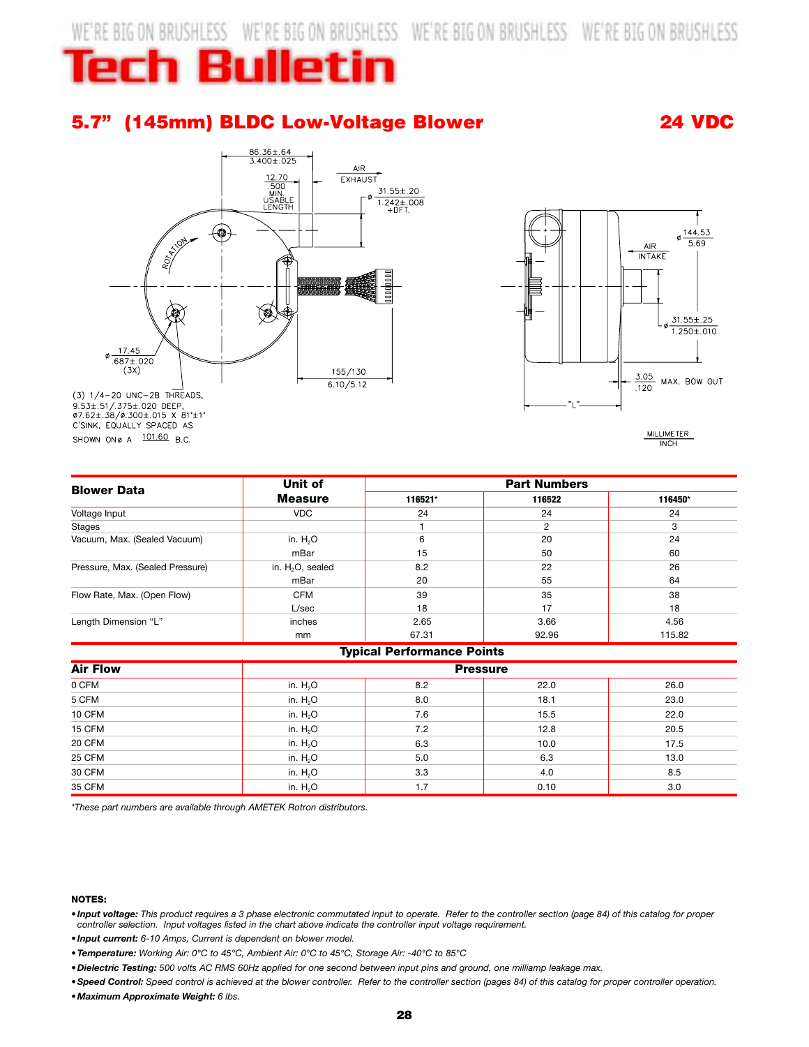# Tech Bulletin

## 5.7" (145mm) BLDC Low-Voltage Blower — 24 VDC

86.36±.64
3.400±.025

12.70
.500
MIN.
USABLE
LENGTH

AIR
EXHAUST

ø 31.55±.20
1.242±.008
+DFT.

ROTATION

ø 17.45
.687±.020
(3X)

155/130
6.10/5.12

(3) 1/4–20 UNC–2B THREADS, 9.53±.51/.375±.020 DEEP, ø7.62±.38/ø.300±.015 X 81°±1° C'SINK, EQUALLY SPACED AS SHOWN ON ø A 101.60 B.C.

AIR
INTAKE

ø 144.53
5.69

ø 31.55±.25
1.250±.010

3.05
.120
MAX. BOW OUT

"L"

MILLIMETER
INCH

| Blower Data | Unit of Measure | Part Numbers | | |
|---|---|---|---|---|
| | | 116521* | 116522 | 116450* |
| Voltage Input | VDC | 24 | 24 | 24 |
| Stages | | 1 | 2 | 3 |
| Vacuum, Max. (Sealed Vacuum) | in. $H_2O$ | 6 | 20 | 24 |
| | mBar | 15 | 50 | 60 |
| Pressure, Max. (Sealed Pressure) | in. $H_2O$, sealed | 8.2 | 22 | 26 |
| | mBar | 20 | 55 | 64 |
| Flow Rate, Max. (Open Flow) | CFM | 39 | 35 | 38 |
| | L/sec | 18 | 17 | 18 |
| Length Dimension "L" | inches | 2.65 | 3.66 | 4.56 |
| | mm | 67.31 | 92.96 | 115.82 |

**Typical Performance Points**

| Air Flow | Pressure | | | |
|---|---|---|---|---|
| 0 CFM | in. $H_2O$ | 8.2 | 22.0 | 26.0 |
| 5 CFM | in. $H_2O$ | 8.0 | 18.1 | 23.0 |
| 10 CFM | in. $H_2O$ | 7.6 | 15.5 | 22.0 |
| 15 CFM | in. $H_2O$ | 7.2 | 12.8 | 20.5 |
| 20 CFM | in. $H_2O$ | 6.3 | 10.0 | 17.5 |
| 25 CFM | in. $H_2O$ | 5.0 | 6.3 | 13.0 |
| 30 CFM | in. $H_2O$ | 3.3 | 4.0 | 8.5 |
| 35 CFM | in. $H_2O$ | 1.7 | 0.10 | 3.0 |

*These part numbers are available through AMETEK Rotron distributors.*

**NOTES:**

- ***Input voltage:*** *This product requires a 3 phase electronic commutated input to operate. Refer to the controller section (page 84) of this catalog for proper controller selection. Input voltages listed in the chart above indicate the controller input voltage requirement.*
- ***Input current:*** *6-10 Amps, Current is dependent on blower model.*
- ***Temperature:*** *Working Air: 0°C to 45°C, Ambient Air: 0°C to 45°C, Storage Air: -40°C to 85°C*
- ***Dielectric Testing:*** *500 volts AC RMS 60Hz applied for one second between input pins and ground, one milliamp leakage max.*
- ***Speed Control:*** *Speed control is achieved at the blower controller. Refer to the controller section (pages 84) of this catalog for proper controller operation.*
- ***Maximum Approximate Weight:*** *6 lbs.*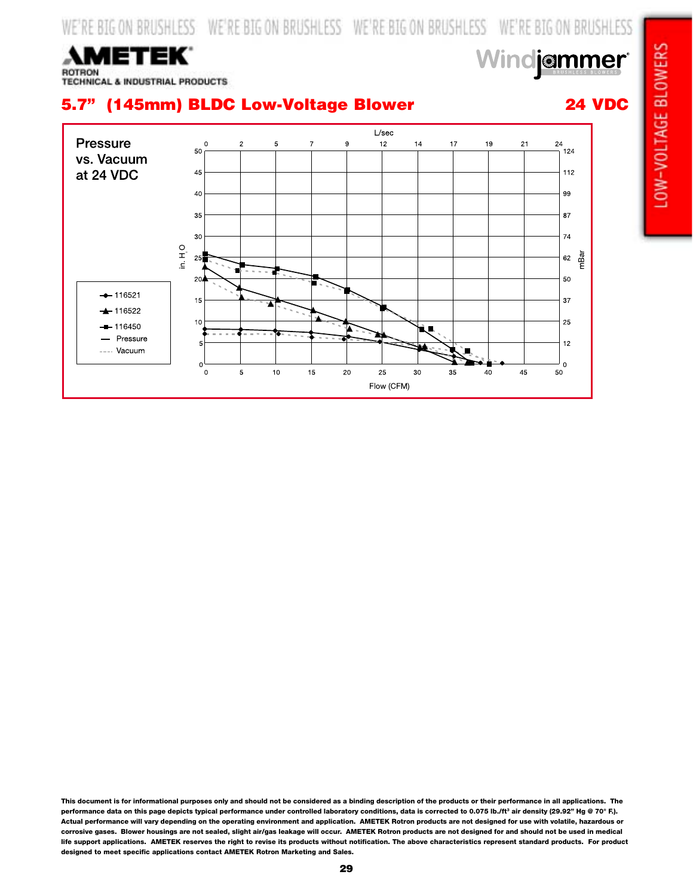WE'RE BIG ON BRUSHLESS WE'RE BIG ON BRUSHLESS WE'RE BIG ON BRUSHLESS WE'RE BIG ON BRUSHLESS

AMETEK
ROTRON
TECHNICAL & INDUSTRIAL PRODUCTS

Windjammer
BRUSHLESS BLOWERS

LOW-VOLTAGE BLOWERS

## 5.7" (145mm) BLDC Low-Voltage Blower — 24 VDC

### Pressure vs. Vacuum at 24 VDC

L/sec
0 2 5 7 9 12 14 17 19 21 24

in. $H_2O$
0 5 10 15 20 25 30 35 40 45 50

mBar
0 12 25 37 50 62 74 87 99 112 124

Flow (CFM)
0 5 10 15 20 25 30 35 40 45 50

116521
116522
116450
Pressure
Vacuum

**This document is for informational purposes only and should not be considered as a binding description of the products or their performance in all applications. The performance data on this page depicts typical performance under controlled laboratory conditions, data is corrected to 0.075 lb./ft³ air density (29.92" Hg @ 70° F.). Actual performance will vary depending on the operating environment and application. AMETEK Rotron products are not designed for use with volatile, hazardous or corrosive gases. Blower housings are not sealed, slight air/gas leakage will occur. AMETEK Rotron products are not designed for and should not be used in medical life support applications. AMETEK reserves the right to revise its products without notification. The above characteristics represent standard products. For product designed to meet specific applications contact AMETEK Rotron Marketing and Sales.**